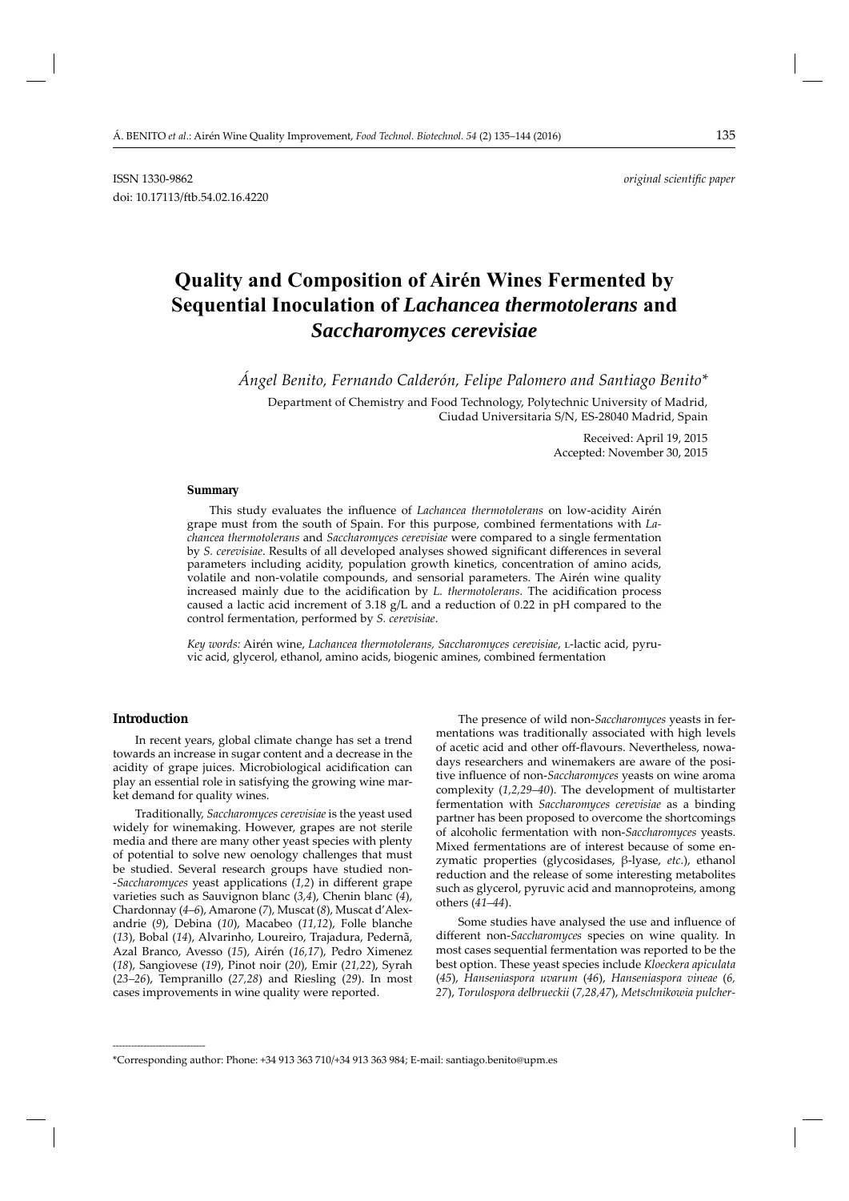ISSN 1330-9862 *original scientific paper*

doi: 10.17113/ftb.54.02.16.4220

# Quality and Composition of Airén Wines Fermented by Sequential Inoculation of *Lachancea thermotolerans* and *Saccharomyces cerevisiae*

*Ángel Benito, Fernando Calderón, Felipe Palomero and Santiago Benito\**

Department of Chemistry and Food Technology, Polytechnic University of Madrid, Ciudad Universitaria S/N, ES-28040 Madrid, Spain

Received: April 19, 2015
Accepted: November 30, 2015

### Summary

This study evaluates the influence of *Lachancea thermotolerans* on low-acidity Airén grape must from the south of Spain. For this purpose, combined fermentations with *Lachancea thermotolerans* and *Saccharomyces cerevisiae* were compared to a single fermentation by *S. cerevisiae*. Results of all developed analyses showed significant differences in several parameters including acidity, population growth kinetics, concentration of amino acids, volatile and non-volatile compounds, and sensorial parameters. The Airén wine quality increased mainly due to the acidification by *L. thermotolerans*. The acidification process caused a lactic acid increment of 3.18 g/L and a reduction of 0.22 in pH compared to the control fermentation, performed by *S. cerevisiae*.

*Key words:* Airén wine, *Lachancea thermotolerans, Saccharomyces cerevisiae*, L-lactic acid, pyruvic acid, glycerol, ethanol, amino acids, biogenic amines, combined fermentation

## Introduction

In recent years, global climate change has set a trend towards an increase in sugar content and a decrease in the acidity of grape juices. Microbiological acidification can play an essential role in satisfying the growing wine market demand for quality wines.

Traditionally, *Saccharomyces cerevisiae* is the yeast used widely for winemaking. However, grapes are not sterile media and there are many other yeast species with plenty of potential to solve new oenology challenges that must be studied. Several research groups have studied non-*Saccharomyces* yeast applications (*1,2*) in different grape varieties such as Sauvignon blanc (*3,4*), Chenin blanc (*4*), Chardonnay (*4–6*), Amarone (*7*), Muscat (*8*), Muscat d'Alexandrie (*9*), Debina (*10*), Macabeo (*11,12*), Folle blanche (*13*), Bobal (*14*), Alvarinho, Loureiro, Trajadura, Pedernã, Azal Branco, Avesso (*15*), Airén (*16,17*), Pedro Ximenez (*18*), Sangiovese (*19*), Pinot noir (*20*), Emir (*21,22*), Syrah (*23–26*), Tempranillo (*27,28*) and Riesling (*29*). In most cases improvements in wine quality were reported.

The presence of wild non-*Saccharomyces* yeasts in fermentations was traditionally associated with high levels of acetic acid and other off-flavours. Nevertheless, nowadays researchers and winemakers are aware of the positive influence of non-*Saccharomyces* yeasts on wine aroma complexity (*1,2,29–40*). The development of multistarter fermentation with *Saccharomyces cerevisiae* as a binding partner has been proposed to overcome the shortcomings of alcoholic fermentation with non-*Saccharomyces* yeasts. Mixed fermentations are of interest because of some enzymatic properties (glycosidases, β-lyase, *etc.*), ethanol reduction and the release of some interesting metabolites such as glycerol, pyruvic acid and mannoproteins, among others (*41–44*).

Some studies have analysed the use and influence of different non-*Saccharomyces* species on wine quality. In most cases sequential fermentation was reported to be the best option. These yeast species include *Kloeckera apiculata* (*45*), *Hanseniaspora uvarum* (*46*), *Hanseniaspora vineae* (*6, 27*), *Torulospora delbrueckii* (*7,28,47*), *Metschnikowia pulcher-*

\*Corresponding author: Phone: +34 913 363 710/+34 913 363 984; E-mail: santiago.benito@upm.es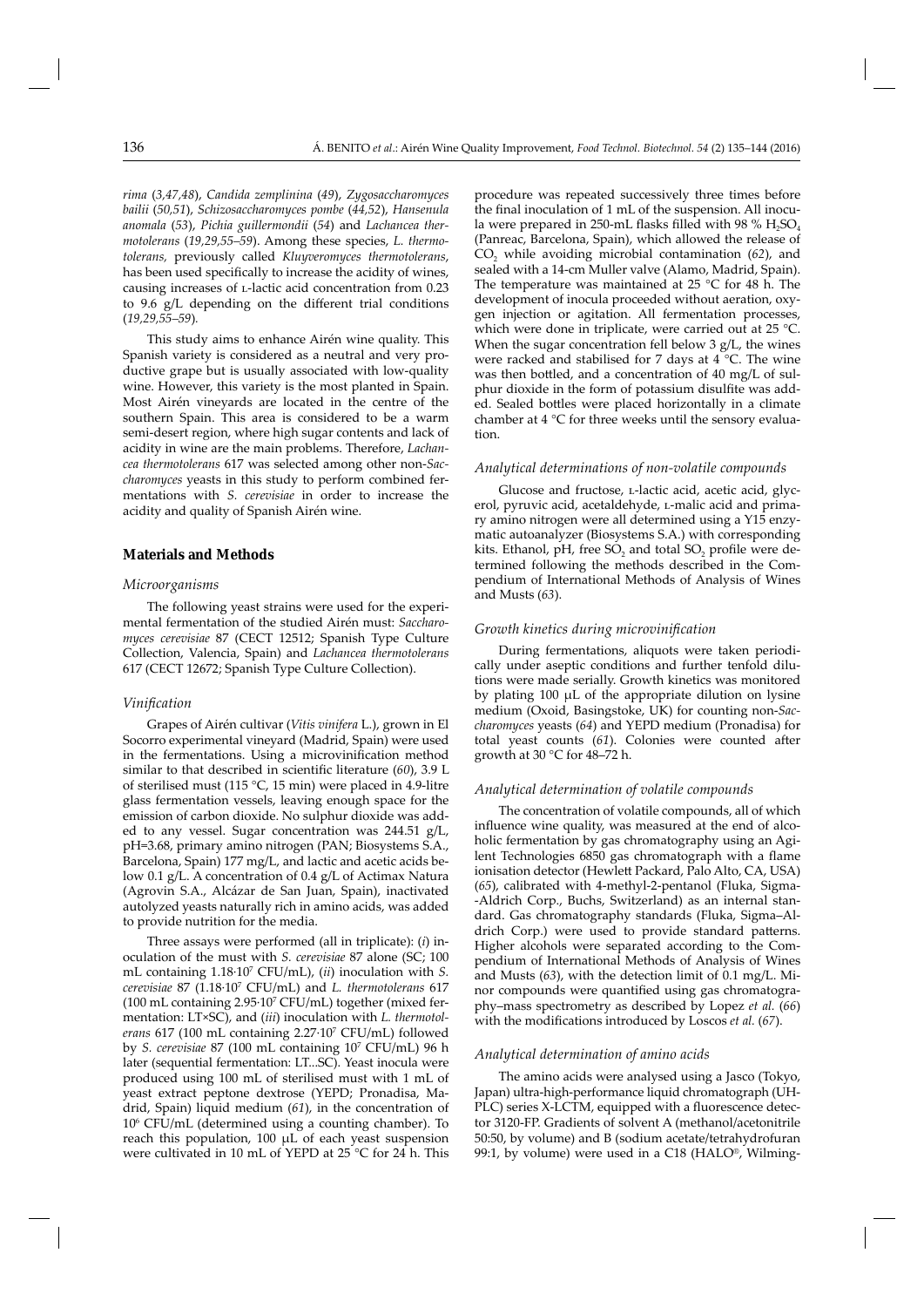*rima* (*3,47,48*), *Candida zemplinina* (*49*), *Zygosaccharomyces bailii* (*50,51*), *Schizosaccharomyces pombe* (*44,52*), *Hansenula anomala* (*53*), *Pichia guillermondii* (*54*) and *Lachancea thermotolerans* (*19,29,55–59*). Among these species, *L. thermotolerans,* previously called *Kluyveromyces thermotolerans*, has been used specifically to increase the acidity of wines, causing increases of L-lactic acid concentration from 0.23 to 9.6 g/L depending on the different trial conditions (*19,29,55–59*).

This study aims to enhance Airén wine quality. This Spanish variety is considered as a neutral and very productive grape but is usually associated with low-quality wine. However, this variety is the most planted in Spain. Most Airén vineyards are located in the centre of the southern Spain. This area is considered to be a warm semi-desert region, where high sugar contents and lack of acidity in wine are the main problems. Therefore, *Lachancea thermotolerans* 617 was selected among other non-*Saccharomyces* yeasts in this study to perform combined fermentations with *S. cerevisiae* in order to increase the acidity and quality of Spanish Airén wine.

## Materials and Methods

### Microorganisms

The following yeast strains were used for the experimental fermentation of the studied Airén must: *Saccharomyces cerevisiae* 87 (CECT 12512; Spanish Type Culture Collection, Valencia, Spain) and *Lachancea thermotolerans* 617 (CECT 12672; Spanish Type Culture Collection).

### Vinification

Grapes of Airén cultivar (*Vitis vinifera* L.), grown in El Socorro experimental vineyard (Madrid, Spain) were used in the fermentations. Using a microvinification method similar to that described in scientific literature (*60*), 3.9 L of sterilised must (115 °C, 15 min) were placed in 4.9-litre glass fermentation vessels, leaving enough space for the emission of carbon dioxide. No sulphur dioxide was added to any vessel. Sugar concentration was 244.51 g/L, pH=3.68, primary amino nitrogen (PAN; Biosystems S.A., Barcelona, Spain) 177 mg/L, and lactic and acetic acids below 0.1 g/L. A concentration of 0.4 g/L of Actimax Natura (Agrovin S.A., Alcázar de San Juan, Spain), inactivated autolyzed yeasts naturally rich in amino acids, was added to provide nutrition for the media.

Three assays were performed (all in triplicate): (*i*) inoculation of the must with *S. cerevisiae* 87 alone (SC; 100 mL containing $1.18\cdot10^7$ CFU/mL), (*ii*) inoculation with *S. cerevisiae* 87 ($1.18\cdot10^7$ CFU/mL) and *L. thermotolerans* 617 (100 mL containing $2.95\cdot10^7$ CFU/mL) together (mixed fermentation: LT×SC), and (*iii*) inoculation with *L. thermotolerans* 617 (100 mL containing $2.27\cdot10^7$ CFU/mL) followed by *S. cerevisiae* 87 (100 mL containing $10^7$ CFU/mL) 96 h later (sequential fermentation: LT...SC). Yeast inocula were produced using 100 mL of sterilised must with 1 mL of yeast extract peptone dextrose (YEPD; Pronadisa, Madrid, Spain) liquid medium (*61*), in the concentration of $10^6$ CFU/mL (determined using a counting chamber). To reach this population, 100 μL of each yeast suspension were cultivated in 10 mL of YEPD at 25 °C for 24 h. This procedure was repeated successively three times before the final inoculation of 1 mL of the suspension. All inocula were prepared in 250-mL flasks filled with 98 % $H_2SO_4$ (Panreac, Barcelona, Spain), which allowed the release of $CO_2$ while avoiding microbial contamination (*62*), and sealed with a 14-cm Muller valve (Alamo, Madrid, Spain). The temperature was maintained at 25 °C for 48 h. The development of inocula proceeded without aeration, oxygen injection or agitation. All fermentation processes, which were done in triplicate, were carried out at 25 °C. When the sugar concentration fell below 3 g/L, the wines were racked and stabilised for 7 days at 4 °C. The wine was then bottled, and a concentration of 40 mg/L of sulphur dioxide in the form of potassium disulfite was added. Sealed bottles were placed horizontally in a climate chamber at 4 °C for three weeks until the sensory evaluation.

### Analytical determinations of non-volatile compounds

Glucose and fructose, L-lactic acid, acetic acid, glycerol, pyruvic acid, acetaldehyde, L-malic acid and primary amino nitrogen were all determined using a Y15 enzymatic autoanalyzer (Biosystems S.A.) with corresponding kits. Ethanol, pH, free $SO_2$ and total $SO_2$ profile were determined following the methods described in the Compendium of International Methods of Analysis of Wines and Musts (*63*).

### Growth kinetics during microvinification

During fermentations, aliquots were taken periodically under aseptic conditions and further tenfold dilutions were made serially. Growth kinetics was monitored by plating 100 μL of the appropriate dilution on lysine medium (Oxoid, Basingstoke, UK) for counting non-*Saccharomyces* yeasts (*64*) and YEPD medium (Pronadisa) for total yeast counts (*61*). Colonies were counted after growth at 30 °C for 48–72 h.

### Analytical determination of volatile compounds

The concentration of volatile compounds, all of which influence wine quality, was measured at the end of alcoholic fermentation by gas chromatography using an Agilent Technologies 6850 gas chromatograph with a flame ionisation detector (Hewlett Packard, Palo Alto, CA, USA) (*65*), calibrated with 4-methyl-2-pentanol (Fluka, Sigma--Aldrich Corp., Buchs, Switzerland) as an internal standard. Gas chromatography standards (Fluka, Sigma–Aldrich Corp.) were used to provide standard patterns. Higher alcohols were separated according to the Compendium of International Methods of Analysis of Wines and Musts (*63*), with the detection limit of 0.1 mg/L. Minor compounds were quantified using gas chromatography–mass spectrometry as described by Lopez *et al.* (*66*) with the modifications introduced by Loscos *et al.* (*67*).

### Analytical determination of amino acids

The amino acids were analysed using a Jasco (Tokyo, Japan) ultra-high-performance liquid chromatograph (UHPLC) series X-LCTM, equipped with a fluorescence detector 3120-FP. Gradients of solvent A (methanol/acetonitrile 50:50, by volume) and B (sodium acetate/tetrahydrofuran 99:1, by volume) were used in a C18 (HALO®, Wilming-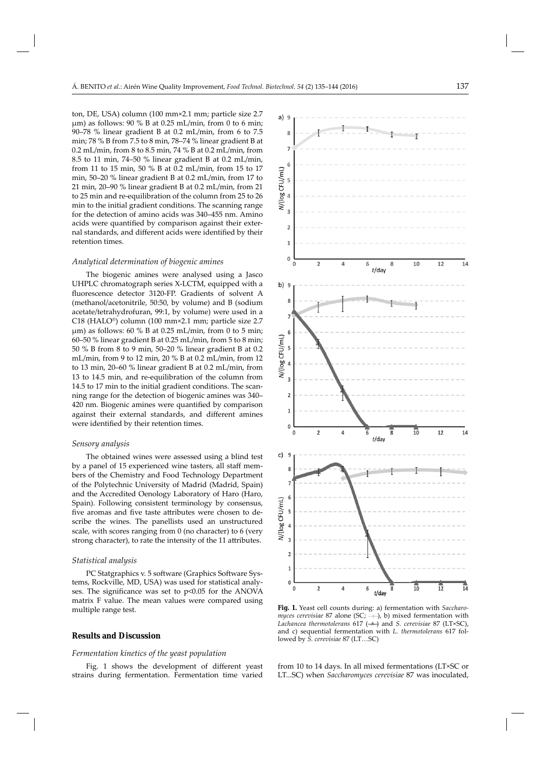ton, DE, USA) column (100 mm×2.1 mm; particle size 2.7 µm) as follows: 90 % B at 0.25 mL/min, from 0 to 6 min; 90–78 % linear gradient B at 0.2 mL/min, from 6 to 7.5 min; 78 % B from 7.5 to 8 min, 78–74 % linear gradient B at 0.2 mL/min, from 8 to 8.5 min, 74 % B at 0.2 mL/min, from 8.5 to 11 min, 74–50 % linear gradient B at 0.2 mL/min, from 11 to 15 min, 50 % B at 0.2 mL/min, from 15 to 17 min, 50–20 % linear gradient B at 0.2 mL/min, from 17 to 21 min, 20–90 % linear gradient B at 0.2 mL/min, from 21 to 25 min and re-equilibration of the column from 25 to 26 min to the initial gradient conditions. The scanning range for the detection of amino acids was 340–455 nm. Amino acids were quantified by comparison against their external standards, and different acids were identified by their retention times.

### *Analytical determination of biogenic amines*

The biogenic amines were analysed using a Jasco UHPLC chromatograph series X-LCTM, equipped with a fluorescence detector 3120-FP. Gradients of solvent A (methanol/acetonitrile, 50:50, by volume) and B (sodium acetate/tetrahydrofuran, 99:1, by volume) were used in a C18 (HALO®) column (100 mm×2.1 mm; particle size 2.7 µm) as follows: 60 % B at 0.25 mL/min, from 0 to 5 min; 60–50 % linear gradient B at 0.25 mL/min, from 5 to 8 min; 50 % B from 8 to 9 min, 50–20 % linear gradient B at 0.2 mL/min, from 9 to 12 min, 20 % B at 0.2 mL/min, from 12 to 13 min, 20–60 % linear gradient B at 0.2 mL/min, from 13 to 14.5 min, and re-equilibration of the column from 14.5 to 17 min to the initial gradient conditions. The scanning range for the detection of biogenic amines was 340–420 nm. Biogenic amines were quantified by comparison against their external standards, and different amines were identified by their retention times.

### *Sensory analysis*

The obtained wines were assessed using a blind test by a panel of 15 experienced wine tasters, all staff members of the Chemistry and Food Technology Department of the Polytechnic University of Madrid (Madrid, Spain) and the Accredited Oenology Laboratory of Haro (Haro, Spain). Following consistent terminology by consensus, five aromas and five taste attributes were chosen to describe the wines. The panellists used an unstructured scale, with scores ranging from 0 (no character) to 6 (very strong character), to rate the intensity of the 11 attributes.

### *Statistical analysis*

PC Statgraphics v. 5 software (Graphics Software Systems, Rockville, MD, USA) was used for statistical analyses. The significance was set to $p<0.05$ for the ANOVA matrix F value. The mean values were compared using multiple range test.

## Results and Discussion

### *Fermentation kinetics of the yeast population*

Fig. 1 shows the development of different yeast strains during fermentation. Fermentation time varied from 10 to 14 days. In all mixed fermentations (LT×SC or LT...SC) when *Saccharomyces cerevisiae* 87 was inoculated,

**Fig. 1.** Yeast cell counts during: a) fermentation with *Saccharomyces cerevisiae* 87 alone (SC; ◆), b) mixed fermentation with *Lachancea thermotolerans* 617 (▲) and *S. cerevisiae* 87 (LT×SC), and c) sequential fermentation with *L. thermotolerans* 617 followed by *S. cerevisiae* 87 (LT…SC)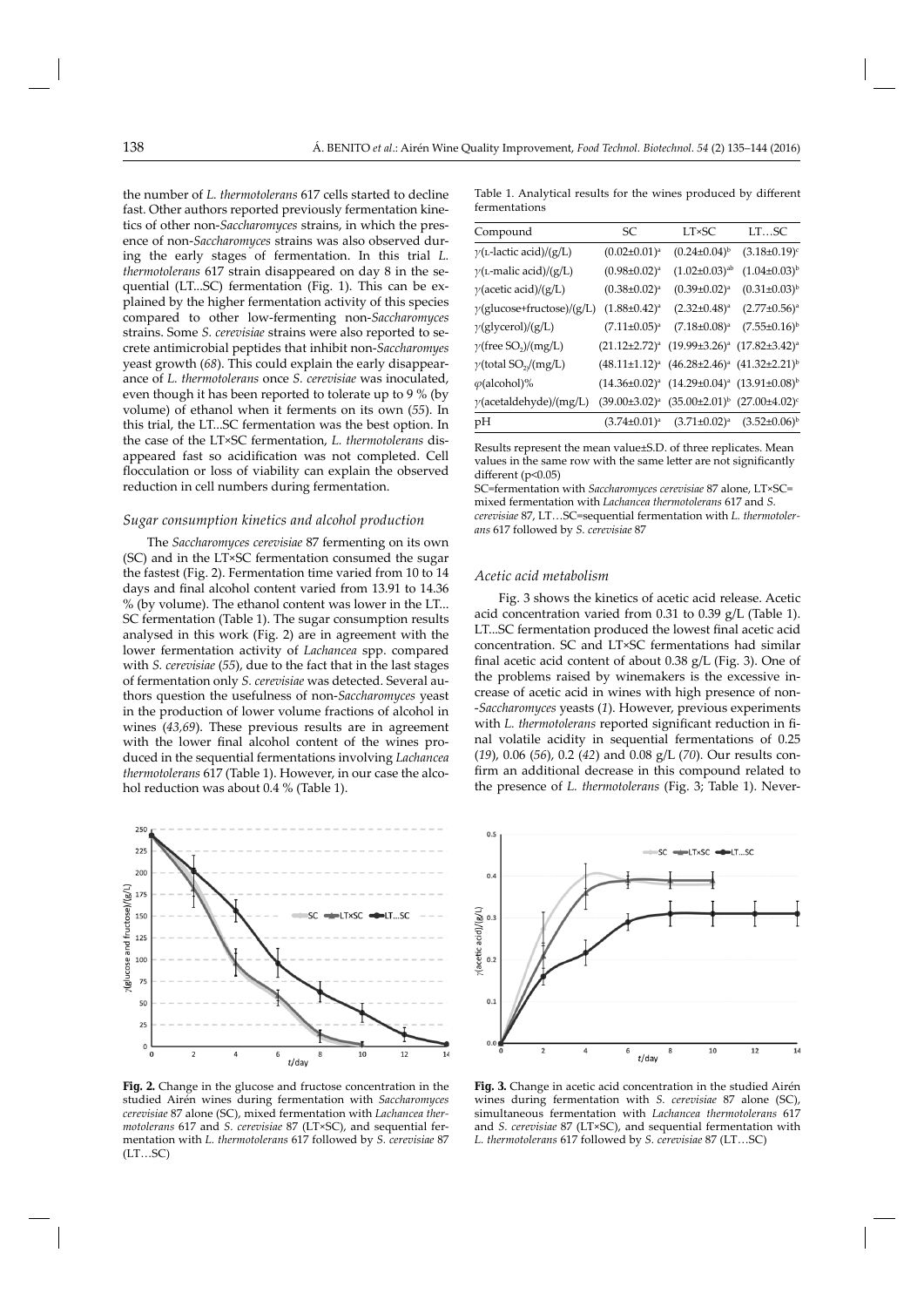the number of *L. thermotolerans* 617 cells started to decline fast. Other authors reported previously fermentation kinetics of other non-*Saccharomyces* strains, in which the presence of non-*Saccharomyces* strains was also observed during the early stages of fermentation. In this trial *L. thermotolerans* 617 strain disappeared on day 8 in the sequential (LT...SC) fermentation (Fig. 1). This can be explained by the higher fermentation activity of this species compared to other low-fermenting non-*Saccharomyces* strains. Some *S. cerevisiae* strains were also reported to secrete antimicrobial peptides that inhibit non-*Saccharomyes* yeast growth (*68*). This could explain the early disappearance of *L. thermotolerans* once *S. cerevisiae* was inoculated, even though it has been reported to tolerate up to 9 % (by volume) of ethanol when it ferments on its own (*55*). In this trial, the LT...SC fermentation was the best option. In the case of the LT×SC fermentation, *L. thermotolerans* disappeared fast so acidification was not completed. Cell flocculation or loss of viability can explain the observed reduction in cell numbers during fermentation.

### Sugar consumption kinetics and alcohol production

The *Saccharomyces cerevisiae* 87 fermenting on its own (SC) and in the LT×SC fermentation consumed the sugar the fastest (Fig. 2). Fermentation time varied from 10 to 14 days and final alcohol content varied from 13.91 to 14.36 % (by volume). The ethanol content was lower in the LT... SC fermentation (Table 1). The sugar consumption results analysed in this work (Fig. 2) are in agreement with the lower fermentation activity of *Lachancea* spp. compared with *S. cerevisiae* (*55*), due to the fact that in the last stages of fermentation only *S. cerevisiae* was detected. Several authors question the usefulness of non-*Saccharomyces* yeast in the production of lower volume fractions of alcohol in wines (*43,69*). These previous results are in agreement with the lower final alcohol content of the wines produced in the sequential fermentations involving *Lachancea thermotolerans* 617 (Table 1). However, in our case the alcohol reduction was about 0.4 % (Table 1).

Table 1. Analytical results for the wines produced by different fermentations

| Compound | SC | LT×SC | LT…SC |
|---|---|---|---|
| $\gamma$(L-lactic acid)/(g/L) | (0.02±0.01)[a] | (0.24±0.04)[b] | (3.18±0.19)[c] |
| $\gamma$(L-malic acid)/(g/L) | (0.98±0.02)[a] | (1.02±0.03)[ab] | (1.04±0.03)[b] |
| $\gamma$(acetic acid)/(g/L) | (0.38±0.02)[a] | (0.39±0.02)[a] | (0.31±0.03)[b] |
| $\gamma$(glucose+fructose)/(g/L) | (1.88±0.42)[a] | (2.32±0.48)[a] | (2.77±0.56)[a] |
| $\gamma$(glycerol)/(g/L) | (7.11±0.05)[a] | (7.18±0.08)[a] | (7.55±0.16)[b] |
| $\gamma$(free $SO_2$)/(mg/L) | (21.12±2.72)[a] | (19.99±3.26)[a] | (17.82±3.42)[a] |
| $\gamma$(total $SO_2$)/(mg/L) | (48.11±1.12)[a] | (46.28±2.46)[a] | (41.32±2.21)[b] |
| $\varphi$(alcohol)% | (14.36±0.02)[a] | (14.29±0.04)[a] | (13.91±0.08)[b] |
| $\gamma$(acetaldehyde)/(mg/L) | (39.00±3.02)[a] | (35.00±2.01)[b] | (27.00±4.02)[c] |
| pH | (3.74±0.01)[a] | (3.71±0.02)[a] | (3.52±0.06)[b] |

Results represent the mean value±S.D. of three replicates. Mean values in the same row with the same letter are not significantly different ($p<0.05$)

SC=fermentation with *Saccharomyces cerevisiae* 87 alone, LT×SC= mixed fermentation with *Lachancea thermotolerans* 617 and *S. cerevisiae* 87, LT…SC=sequential fermentation with *L. thermotolerans* 617 followed by *S. cerevisiae* 87

### Acetic acid metabolism

Fig. 3 shows the kinetics of acetic acid release. Acetic acid concentration varied from 0.31 to 0.39 g/L (Table 1). LT...SC fermentation produced the lowest final acetic acid concentration. SC and LT×SC fermentations had similar final acetic acid content of about 0.38 g/L (Fig. 3). One of the problems raised by winemakers is the excessive increase of acetic acid in wines with high presence of non-*Saccharomyces* yeasts (*1*). However, previous experiments with *L. thermotolerans* reported significant reduction in final volatile acidity in sequential fermentations of 0.25 (*19*), 0.06 (*56*), 0.2 (*42*) and 0.08 g/L (*70*). Our results confirm an additional decrease in this compound related to the presence of *L. thermotolerans* (Fig. 3; Table 1). Never-

**Fig. 2.** Change in the glucose and fructose concentration in the studied Airén wines during fermentation with *Saccharomyces cerevisiae* 87 alone (SC), mixed fermentation with *Lachancea thermotolerans* 617 and *S. cerevisiae* 87 (LT×SC), and sequential fermentation with *L. thermotolerans* 617 followed by *S. cerevisiae* 87 (LT…SC)

**Fig. 3.** Change in acetic acid concentration in the studied Airén wines during fermentation with *S. cerevisiae* 87 alone (SC), simultaneous fermentation with *Lachancea thermotolerans* 617 and *S. cerevisiae* 87 (LT×SC), and sequential fermentation with *L. thermotolerans* 617 followed by *S. cerevisiae* 87 (LT…SC)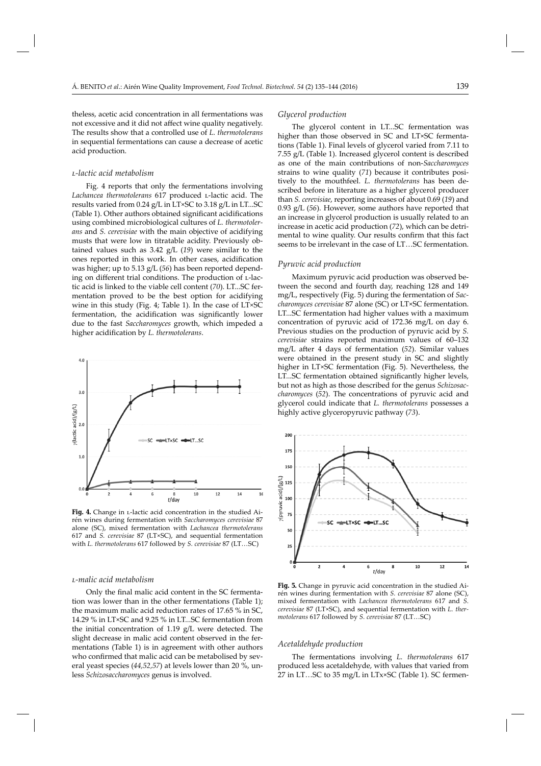theless, acetic acid concentration in all fermentations was not excessive and it did not affect wine quality negatively. The results show that a controlled use of *L. thermotolerans* in sequential fermentations can cause a decrease of acetic acid production.

### L-lactic acid metabolism

Fig. 4 reports that only the fermentations involving *Lachancea thermotolerans* 617 produced L-lactic acid. The results varied from 0.24 g/L in LT×SC to 3.18 g/L in LT...SC (Table 1). Other authors obtained significant acidifications using combined microbiological cultures of *L. thermotolerans* and *S. cerevisiae* with the main objective of acidifying musts that were low in titratable acidity. Previously obtained values such as 3.42 g/L (*19*) were similar to the ones reported in this work. In other cases, acidification was higher; up to 5.13 g/L (*56*) has been reported depending on different trial conditions. The production of L-lactic acid is linked to the viable cell content (*70*). LT...SC fermentation proved to be the best option for acidifying wine in this study (Fig. 4; Table 1). In the case of LT×SC fermentation, the acidification was significantly lower due to the fast *Saccharomyces* growth, which impeded a higher acidification by *L. thermotolerans*.

**Fig. 4.** Change in L-lactic acid concentration in the studied Airén wines during fermentation with *Saccharomyces cerevisiae* 87 alone (SC), mixed fermentation with *Lachancea thermotolerans* 617 and *S. cerevisiae* 87 (LT×SC), and sequential fermentation with *L. thermotolerans* 617 followed by *S. cerevisiae* 87 (LT…SC)

### L-malic acid metabolism

Only the final malic acid content in the SC fermentation was lower than in the other fermentations (Table 1); the maximum malic acid reduction rates of 17.65 % in SC, 14.29 % in LT×SC and 9.25 % in LT...SC fermentation from the initial concentration of 1.19 g/L were detected. The slight decrease in malic acid content observed in the fermentations (Table 1) is in agreement with other authors who confirmed that malic acid can be metabolised by several yeast species (*44,52,57*) at levels lower than 20 %, unless *Schizosaccharomyces* genus is involved.

### Glycerol production

The glycerol content in LT...SC fermentation was higher than those observed in SC and LT×SC fermentations (Table 1). Final levels of glycerol varied from 7.11 to 7.55 g/L (Table 1). Increased glycerol content is described as one of the main contributions of non-*Saccharomyces* strains to wine quality (*71*) because it contributes positively to the mouthfeel. *L. thermotolerans* has been described before in literature as a higher glycerol producer than *S. cerevisiae*, reporting increases of about 0.69 (*19*) and 0.93 g/L (*56*). However, some authors have reported that an increase in glycerol production is usually related to an increase in acetic acid production (*72*), which can be detrimental to wine quality. Our results confirm that this fact seems to be irrelevant in the case of LT…SC fermentation.

### Pyruvic acid production

Maximum pyruvic acid production was observed between the second and fourth day, reaching 128 and 149 mg/L, respectively (Fig. 5) during the fermentation of *Saccharomyces cerevisiae* 87 alone (SC) or LT×SC fermentation. LT...SC fermentation had higher values with a maximum concentration of pyruvic acid of 172.36 mg/L on day 6. Previous studies on the production of pyruvic acid by *S. cerevisiae* strains reported maximum values of 60–132 mg/L after 4 days of fermentation (*52*). Similar values were obtained in the present study in SC and slightly higher in LT×SC fermentation (Fig. 5). Nevertheless, the LT...SC fermentation obtained significantly higher levels, but not as high as those described for the genus *Schizosaccharomyces* (*52*). The concentrations of pyruvic acid and glycerol could indicate that *L. thermotolerans* possesses a highly active glyceropyruvic pathway (*73*).

**Fig. 5.** Change in pyruvic acid concentration in the studied Airén wines during fermentation with *S. cerevisiae* 87 alone (SC), mixed fermentation with *Lachancea thermotolerans* 617 and *S. cerevisiae* 87 (LT×SC), and sequential fermentation with *L. thermotolerans* 617 followed by *S. cerevisiae* 87 (LT…SC)

### Acetaldehyde production

The fermentations involving *L. thermotolerans* 617 produced less acetaldehyde, with values that varied from 27 in LT…SC to 35 mg/L in LTx×SC (Table 1). SC fermen-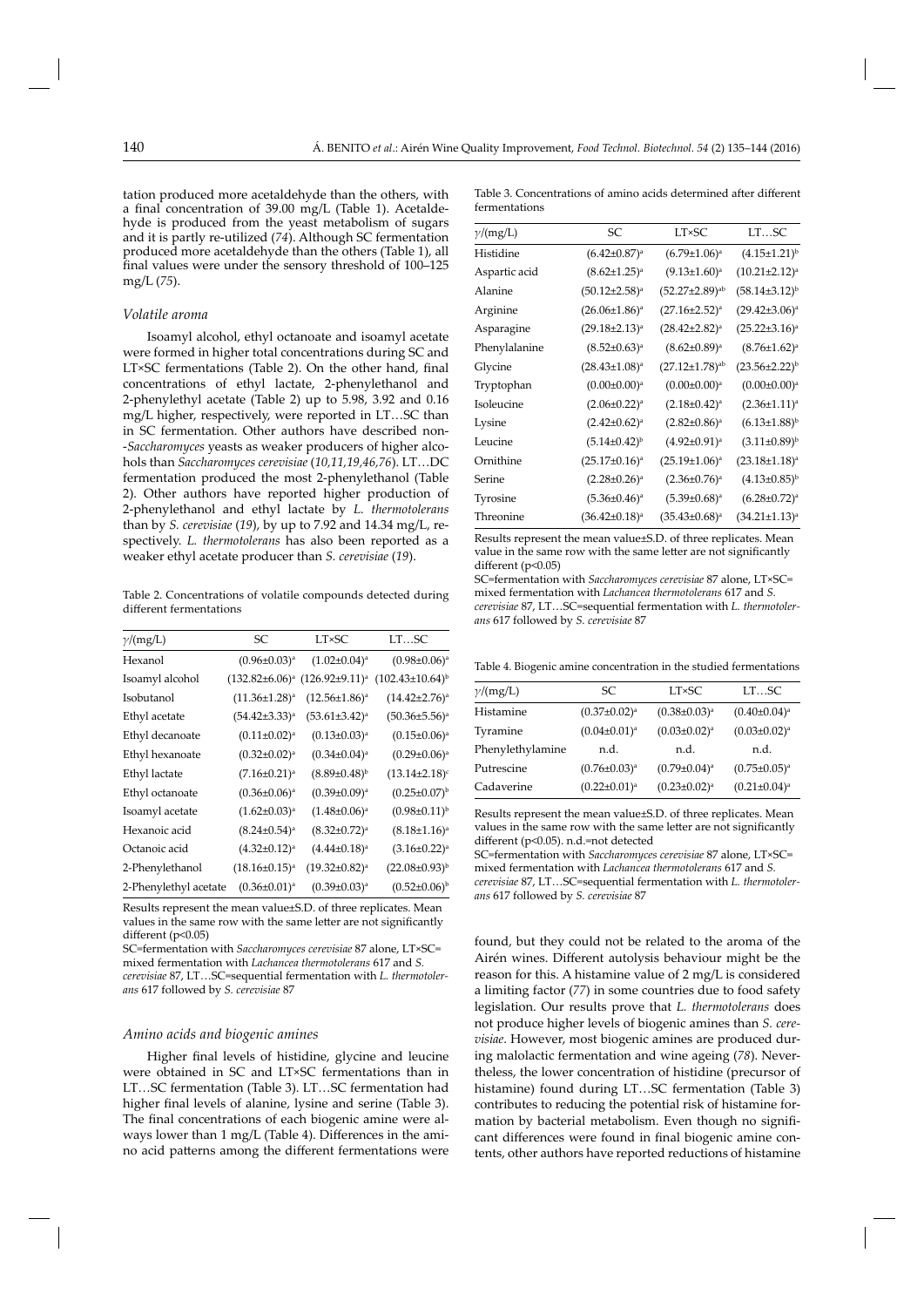tation produced more acetaldehyde than the others, with a final concentration of 39.00 mg/L (Table 1). Acetaldehyde is produced from the yeast metabolism of sugars and it is partly re-utilized (*74*). Although SC fermentation produced more acetaldehyde than the others (Table 1), all final values were under the sensory threshold of 100–125 mg/L (*75*).

### *Volatile aroma*

Isoamyl alcohol, ethyl octanoate and isoamyl acetate were formed in higher total concentrations during SC and LT×SC fermentations (Table 2). On the other hand, final concentrations of ethyl lactate, 2-phenylethanol and 2-phenylethyl acetate (Table 2) up to 5.98, 3.92 and 0.16 mg/L higher, respectively, were reported in LT…SC than in SC fermentation. Other authors have described non-*Saccharomyces* yeasts as weaker producers of higher alcohols than *Saccharomyces cerevisiae* (*10,11,19,46,76*). LT…DC fermentation produced the most 2-phenylethanol (Table 2). Other authors have reported higher production of 2-phenylethanol and ethyl lactate by *L. thermotolerans* than by *S. cerevisiae* (*19*), by up to 7.92 and 14.34 mg/L, respectively. *L. thermotolerans* has also been reported as a weaker ethyl acetate producer than *S. cerevisiae* (*19*).

Table 2. Concentrations of volatile compounds detected during different fermentations

| $\gamma$/(mg/L) | SC | LT×SC | LT…SC |
|---|---|---|---|
| Hexanol | $(0.96\pm0.03)^a$ | $(1.02\pm0.04)^a$ | $(0.98\pm0.06)^a$ |
| Isoamyl alcohol | $(132.82\pm6.06)^a$ | $(126.92\pm9.11)^a$ | $(102.43\pm10.64)^b$ |
| Isobutanol | $(11.36\pm1.28)^a$ | $(12.56\pm1.86)^a$ | $(14.42\pm2.76)^a$ |
| Ethyl acetate | $(54.42\pm3.33)^a$ | $(53.61\pm3.42)^a$ | $(50.36\pm5.56)^a$ |
| Ethyl decanoate | $(0.11\pm0.02)^a$ | $(0.13\pm0.03)^a$ | $(0.15\pm0.06)^a$ |
| Ethyl hexanoate | $(0.32\pm0.02)^a$ | $(0.34\pm0.04)^a$ | $(0.29\pm0.06)^a$ |
| Ethyl lactate | $(7.16\pm0.21)^a$ | $(8.89\pm0.48)^b$ | $(13.14\pm2.18)^c$ |
| Ethyl octanoate | $(0.36\pm0.06)^a$ | $(0.39\pm0.09)^a$ | $(0.25\pm0.07)^b$ |
| Isoamyl acetate | $(1.62\pm0.03)^a$ | $(1.48\pm0.06)^a$ | $(0.98\pm0.11)^b$ |
| Hexanoic acid | $(8.24\pm0.54)^a$ | $(8.32\pm0.72)^a$ | $(8.18\pm1.16)^a$ |
| Octanoic acid | $(4.32\pm0.12)^a$ | $(4.44\pm0.18)^a$ | $(3.16\pm0.22)^a$ |
| 2-Phenylethanol | $(18.16\pm0.15)^a$ | $(19.32\pm0.82)^a$ | $(22.08\pm0.93)^b$ |
| 2-Phenylethyl acetate | $(0.36\pm0.01)^a$ | $(0.39\pm0.03)^a$ | $(0.52\pm0.06)^b$ |

Results represent the mean value±S.D. of three replicates. Mean values in the same row with the same letter are not significantly different ($p<0.05$)

SC=fermentation with *Saccharomyces cerevisiae* 87 alone, LT×SC= mixed fermentation with *Lachancea thermotolerans* 617 and *S. cerevisiae* 87, LT…SC=sequential fermentation with *L. thermotolerans* 617 followed by *S. cerevisiae* 87

### *Amino acids and biogenic amines*

Higher final levels of histidine, glycine and leucine were obtained in SC and LT×SC fermentations than in LT…SC fermentation (Table 3). LT…SC fermentation had higher final levels of alanine, lysine and serine (Table 3). The final concentrations of each biogenic amine were always lower than 1 mg/L (Table 4). Differences in the amino acid patterns among the different fermentations were found, but they could not be related to the aroma of the Airén wines. Different autolysis behaviour might be the reason for this. A histamine value of 2 mg/L is considered a limiting factor (*77*) in some countries due to food safety legislation. Our results prove that *L. thermotolerans* does not produce higher levels of biogenic amines than *S. cerevisiae*. However, most biogenic amines are produced during malolactic fermentation and wine ageing (*78*). Nevertheless, the lower concentration of histidine (precursor of histamine) found during LT…SC fermentation (Table 3) contributes to reducing the potential risk of histamine formation by bacterial metabolism. Even though no significant differences were found in final biogenic amine contents, other authors have reported reductions of histamine

Table 3. Concentrations of amino acids determined after different fermentations

| $\gamma$/(mg/L) | SC | LT×SC | LT…SC |
|---|---|---|---|
| Histidine | $(6.42\pm0.87)^a$ | $(6.79\pm1.06)^a$ | $(4.15\pm1.21)^b$ |
| Aspartic acid | $(8.62\pm1.25)^a$ | $(9.13\pm1.60)^a$ | $(10.21\pm2.12)^a$ |
| Alanine | $(50.12\pm2.58)^a$ | $(52.27\pm2.89)^{ab}$ | $(58.14\pm3.12)^b$ |
| Arginine | $(26.06\pm1.86)^a$ | $(27.16\pm2.52)^a$ | $(29.42\pm3.06)^a$ |
| Asparagine | $(29.18\pm2.13)^a$ | $(28.42\pm2.82)^a$ | $(25.22\pm3.16)^a$ |
| Phenylalanine | $(8.52\pm0.63)^a$ | $(8.62\pm0.89)^a$ | $(8.76\pm1.62)^a$ |
| Glycine | $(28.43\pm1.08)^a$ | $(27.12\pm1.78)^{ab}$ | $(23.56\pm2.22)^b$ |
| Tryptophan | $(0.00\pm0.00)^a$ | $(0.00\pm0.00)^a$ | $(0.00\pm0.00)^a$ |
| Isoleucine | $(2.06\pm0.22)^a$ | $(2.18\pm0.42)^a$ | $(2.36\pm1.11)^a$ |
| Lysine | $(2.42\pm0.62)^a$ | $(2.82\pm0.86)^a$ | $(6.13\pm1.88)^b$ |
| Leucine | $(5.14\pm0.42)^b$ | $(4.92\pm0.91)^a$ | $(3.11\pm0.89)^b$ |
| Ornithine | $(25.17\pm0.16)^a$ | $(25.19\pm1.06)^a$ | $(23.18\pm1.18)^a$ |
| Serine | $(2.28\pm0.26)^a$ | $(2.36\pm0.76)^a$ | $(4.13\pm0.85)^b$ |
| Tyrosine | $(5.36\pm0.46)^a$ | $(5.39\pm0.68)^a$ | $(6.28\pm0.72)^a$ |
| Threonine | $(36.42\pm0.18)^a$ | $(35.43\pm0.68)^a$ | $(34.21\pm1.13)^a$ |

Results represent the mean value±S.D. of three replicates. Mean value in the same row with the same letter are not significantly different ($p<0.05$)

SC=fermentation with *Saccharomyces cerevisiae* 87 alone, LT×SC= mixed fermentation with *Lachancea thermotolerans* 617 and *S. cerevisiae* 87, LT…SC=sequential fermentation with *L. thermotolerans* 617 followed by *S. cerevisiae* 87

Table 4. Biogenic amine concentration in the studied fermentations

| $\gamma$/(mg/L) | SC | LT×SC | LT…SC |
|---|---|---|---|
| Histamine | $(0.37\pm0.02)^a$ | $(0.38\pm0.03)^a$ | $(0.40\pm0.04)^a$ |
| Tyramine | $(0.04\pm0.01)^a$ | $(0.03\pm0.02)^a$ | $(0.03\pm0.02)^a$ |
| Phenylethylamine | n.d. | n.d. | n.d. |
| Putrescine | $(0.76\pm0.03)^a$ | $(0.79\pm0.04)^a$ | $(0.75\pm0.05)^a$ |
| Cadaverine | $(0.22\pm0.01)^a$ | $(0.23\pm0.02)^a$ | $(0.21\pm0.04)^a$ |

Results represent the mean value±S.D. of three replicates. Mean values in the same row with the same letter are not significantly different ($p<0.05$). n.d.=not detected

SC=fermentation with *Saccharomyces cerevisiae* 87 alone, LT×SC= mixed fermentation with *Lachancea thermotolerans* 617 and *S. cerevisiae* 87, LT…SC=sequential fermentation with *L. thermotolerans* 617 followed by *S. cerevisiae* 87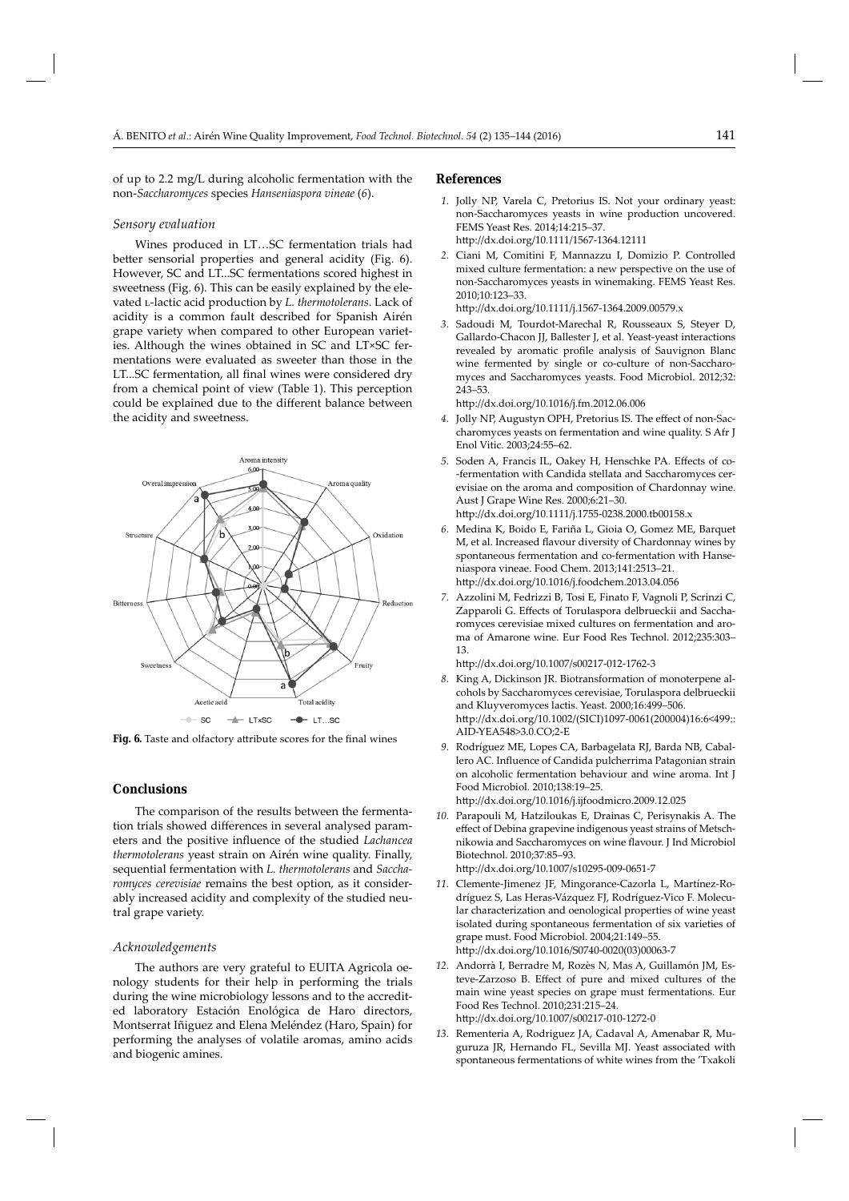of up to 2.2 mg/L during alcoholic fermentation with the non-*Saccharomyces* species *Hanseniaspora vineae* (*6*).

### *Sensory evaluation*

Wines produced in LT…SC fermentation trials had better sensorial properties and general acidity (Fig. 6). However, SC and LT...SC fermentations scored highest in sweetness (Fig. 6). This can be easily explained by the elevated L-lactic acid production by *L. thermotolerans*. Lack of acidity is a common fault described for Spanish Airén grape variety when compared to other European varieties. Although the wines obtained in SC and LT×SC fermentations were evaluated as sweeter than those in the LT...SC fermentation, all final wines were considered dry from a chemical point of view (Table 1). This perception could be explained due to the different balance between the acidity and sweetness.

**Fig. 6.** Taste and olfactory attribute scores for the final wines

## Conclusions

The comparison of the results between the fermentation trials showed differences in several analysed parameters and the positive influence of the studied *Lachancea thermotolerans* yeast strain on Airén wine quality. Finally, sequential fermentation with *L. thermotolerans* and *Saccharomyces cerevisiae* remains the best option, as it considerably increased acidity and complexity of the studied neutral grape variety.

### *Acknowledgements*

The authors are very grateful to EUITA Agricola oenology students for their help in performing the trials during the wine microbiology lessons and to the accredited laboratory Estación Enológica de Haro directors, Montserrat Iñiguez and Elena Meléndez (Haro, Spain) for performing the analyses of volatile aromas, amino acids and biogenic amines.

## References

1. Jolly NP, Varela C, Pretorius IS. Not your ordinary yeast: non-Saccharomyces yeasts in wine production uncovered. FEMS Yeast Res. 2014;14:215–37. http://dx.doi.org/10.1111/1567-1364.12111
2. Ciani M, Comitini F, Mannazzu I, Domizio P. Controlled mixed culture fermentation: a new perspective on the use of non-Saccharomyces yeasts in winemaking. FEMS Yeast Res. 2010;10:123–33. http://dx.doi.org/10.1111/j.1567-1364.2009.00579.x
3. Sadoudi M, Tourdot-Marechal R, Rousseaux S, Steyer D, Gallardo-Chacon JJ, Ballester J, et al. Yeast-yeast interactions revealed by aromatic profile analysis of Sauvignon Blanc wine fermented by single or co-culture of non-Saccharomyces and Saccharomyces yeasts. Food Microbiol. 2012;32: 243–53. http://dx.doi.org/10.1016/j.fm.2012.06.006
4. Jolly NP, Augustyn OPH, Pretorius IS. The effect of non-Saccharomyces yeasts on fermentation and wine quality. S Afr J Enol Vitic. 2003;24:55–62.
5. Soden A, Francis IL, Oakey H, Henschke PA. Effects of co--fermentation with Candida stellata and Saccharomyces cerevisiae on the aroma and composition of Chardonnay wine. Aust J Grape Wine Res. 2000;6:21–30. http://dx.doi.org/10.1111/j.1755-0238.2000.tb00158.x
6. Medina K, Boido E, Fariña L, Gioia O, Gomez ME, Barquet M, et al. Increased flavour diversity of Chardonnay wines by spontaneous fermentation and co-fermentation with Hanseniaspora vineae. Food Chem. 2013;141:2513–21. http://dx.doi.org/10.1016/j.foodchem.2013.04.056
7. Azzolini M, Fedrizzi B, Tosi E, Finato F, Vagnoli P, Scrinzi C, Zapparoli G. Effects of Torulaspora delbrueckii and Saccharomyces cerevisiae mixed cultures on fermentation and aroma of Amarone wine. Eur Food Res Technol. 2012;235:303–13. http://dx.doi.org/10.1007/s00217-012-1762-3
8. King A, Dickinson JR. Biotransformation of monoterpene alcohols by Saccharomyces cerevisiae, Torulaspora delbrueckii and Kluyveromyces lactis. Yeast. 2000;16:499–506. http://dx.doi.org/10.1002/(SICI)1097-0061(200004)16:6<499::AID-YEA548>3.0.CO;2-E
9. Rodríguez ME, Lopes CA, Barbagelata RJ, Barda NB, Caballero AC. Influence of Candida pulcherrima Patagonian strain on alcoholic fermentation behaviour and wine aroma. Int J Food Microbiol. 2010;138:19–25. http://dx.doi.org/10.1016/j.ijfoodmicro.2009.12.025
10. Parapouli M, Hatziloukas E, Drainas C, Perisynakis A. The effect of Debina grapevine indigenous yeast strains of Metschnikowia and Saccharomyces on wine flavour. J Ind Microbiol Biotechnol. 2010;37:85–93. http://dx.doi.org/10.1007/s10295-009-0651-7
11. Clemente-Jimenez JF, Mingorance-Cazorla L, Martínez-Rodríguez S, Las Heras-Vázquez FJ, Rodríguez-Vico F. Molecular characterization and oenological properties of wine yeast isolated during spontaneous fermentation of six varieties of grape must. Food Microbiol. 2004;21:149–55. http://dx.doi.org/10.1016/S0740-0020(03)00063-7
12. Andorrà I, Berradre M, Rozès N, Mas A, Guillamón JM, Esteve-Zarzoso B. Effect of pure and mixed cultures of the main wine yeast species on grape must fermentations. Eur Food Res Technol. 2010;231:215–24. http://dx.doi.org/10.1007/s00217-010-1272-0
13. Rementeria A, Rodriguez JA, Cadaval A, Amenabar R, Muguruza JR, Hernando FL, Sevilla MJ. Yeast associated with spontaneous fermentations of white wines from the 'Txakoli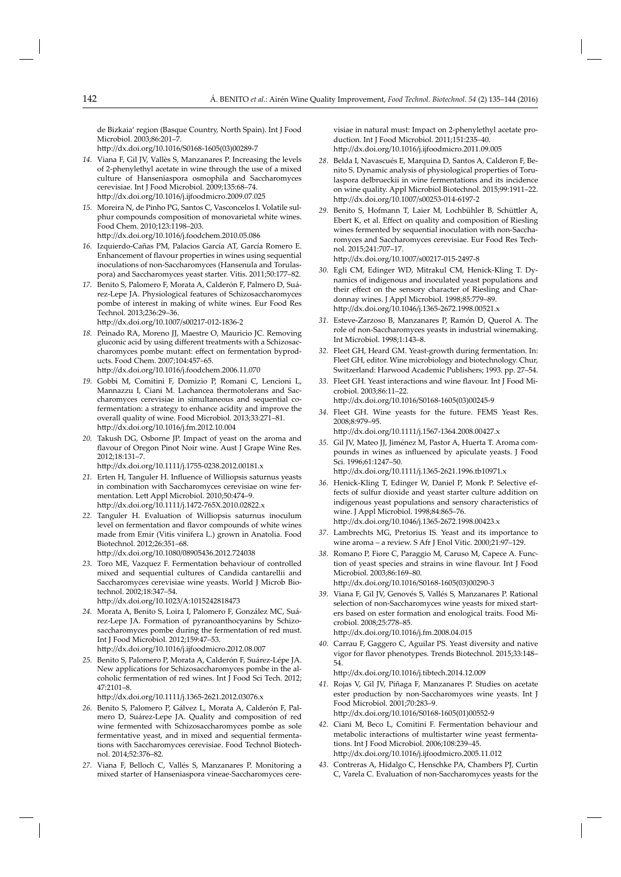de Bizkaia' region (Basque Country, North Spain). Int J Food Microbiol. 2003;86:201–7.
http://dx.doi.org/10.1016/S0168-1605(03)00289-7

14. Viana F, Gil JV, Vallès S, Manzanares P. Increasing the levels of 2-phenylethyl acetate in wine through the use of a mixed culture of Hanseniaspora osmophila and Saccharomyces cerevisiae. Int J Food Microbiol. 2009;135:68–74.
http://dx.doi.org/10.1016/j.ijfoodmicro.2009.07.025

15. Moreira N, de Pinho PG, Santos C, Vasconcelos I. Volatile sulphur compounds composition of monovarietal white wines. Food Chem. 2010;123:1198–203.
http://dx.doi.org/10.1016/j.foodchem.2010.05.086

16. Izquierdo-Cañas PM, Palacios García AT, García Romero E. Enhancement of flavour properties in wines using sequential inoculations of non-Saccharomyces (Hansenula and Torulaspora) and Saccharomyces yeast starter. Vitis. 2011;50:177–82.

17. Benito S, Palomero F, Morata A, Calderón F, Palmero D, Suárez-Lepe JA. Physiological features of Schizosaccharomyces pombe of interest in making of white wines. Eur Food Res Technol. 2013;236:29–36.
http://dx.doi.org/10.1007/s00217-012-1836-2

18. Peinado RA, Moreno JJ, Maestre O, Mauricio JC. Removing gluconic acid by using different treatments with a Schizosaccharomyces pombe mutant: effect on fermentation byproducts. Food Chem. 2007;104:457–65.
http://dx.doi.org/10.1016/j.foodchem.2006.11.070

19. Gobbi M, Comitini F, Domizio P, Romani C, Lencioni L, Mannazzu I, Ciani M. Lachancea thermotolerans and Saccharomyces cerevisiae in simultaneous and sequential co-fermentation: a strategy to enhance acidity and improve the overall quality of wine. Food Microbiol. 2013;33:271–81.
http://dx.doi.org/10.1016/j.fm.2012.10.004

20. Takush DG, Osborne JP. Impact of yeast on the aroma and flavour of Oregon Pinot Noir wine. Aust J Grape Wine Res. 2012;18:131–7.
http://dx.doi.org/10.1111/j.1755-0238.2012.00181.x

21. Erten H, Tanguler H. Influence of Williopsis saturnus yeasts in combination with Saccharomyces cerevisiae on wine fermentation. Lett Appl Microbiol. 2010;50:474–9.
http://dx.doi.org/10.1111/j.1472-765X.2010.02822.x

22. Tanguler H. Evaluation of Williopsis saturnus inoculum level on fermentation and flavor compounds of white wines made from Emir (Vitis vinifera L.) grown in Anatolia. Food Biotechnol. 2012;26:351–68.
http://dx.doi.org/10.1080/08905436.2012.724038

23. Toro ME, Vazquez F. Fermentation behaviour of controlled mixed and sequential cultures of Candida cantarellii and Saccharomyces cerevisiae wine yeasts. World J Microb Biotechnol. 2002;18:347–54.
http://dx.doi.org/10.1023/A:1015242818473

24. Morata A, Benito S, Loira I, Palomero F, González MC, Suárez-Lepe JA. Formation of pyranoanthocyanins by Schizosaccharomyces pombe during the fermentation of red must. Int J Food Microbiol. 2012;159:47–53.
http://dx.doi.org/10.1016/j.ijfoodmicro.2012.08.007

25. Benito S, Palomero P, Morata A, Calderón F, Suárez-Lépe JA. New applications for Schizosaccharomyces pombe in the alcoholic fermentation of red wines. Int J Food Sci Tech. 2012; 47:2101–8.
http://dx.doi.org/10.1111/j.1365-2621.2012.03076.x

26. Benito S, Palomero P, Gálvez L, Morata A, Calderón F, Palmero D, Suárez-Lepe JA. Quality and composition of red wine fermented with Schizosaccharomyces pombe as sole fermentative yeast, and in mixed and sequential fermentations with Saccharomyces cerevisiae. Food Technol Biotechnol. 2014;52:376–82.

27. Viana F, Belloch C, Vallés S, Manzanares P. Monitoring a mixed starter of Hanseniaspora vineae-Saccharomyces cerevisiae in natural must: Impact on 2-phenylethyl acetate production. Int J Food Microbiol. 2011;151:235–40.
http://dx.doi.org/10.1016/j.ijfoodmicro.2011.09.005

28. Belda I, Navascués E, Marquina D, Santos A, Calderon F, Benito S. Dynamic analysis of physiological properties of Torulaspora delbrueckii in wine fermentations and its incidence on wine quality. Appl Microbiol Biotechnol. 2015;99:1911–22.
http://dx.doi.org/10.1007/s00253-014-6197-2

29. Benito S, Hofmann T, Laier M, Lochbühler B, Schüttler A, Ebert K, et al. Effect on quality and composition of Riesling wines fermented by sequential inoculation with non-Saccharomyces and Saccharomyces cerevisiae. Eur Food Res Technol. 2015;241:707–17.
http://dx.doi.org/10.1007/s00217-015-2497-8

30. Egli CM, Edinger WD, Mitrakul CM, Henick-Kling T. Dynamics of indigenous and inoculated yeast populations and their effect on the sensory character of Riesling and Chardonnay wines. J Appl Microbiol. 1998;85:779–89.
http://dx.doi.org/10.1046/j.1365-2672.1998.00521.x

31. Esteve-Zarzoso B, Manzanares P, Ramón D, Querol A. The role of non-Saccharomyces yeasts in industrial winemaking. Int Microbiol. 1998;1:143–8.

32. Fleet GH, Heard GM. Yeast-growth during fermentation. In: Fleet GH, editor. Wine microbiology and biotechnology. Chur, Switzerland: Harwood Academic Publishers; 1993. pp. 27–54.

33. Fleet GH. Yeast interactions and wine flavour. Int J Food Microbiol. 2003;86:11–22.
http://dx.doi.org/10.1016/S0168-1605(03)00245-9

34. Fleet GH. Wine yeasts for the future. FEMS Yeast Res. 2008;8:979–95.
http://dx.doi.org/10.1111/j.1567-1364.2008.00427.x

35. Gil JV, Mateo JJ, Jiménez M, Pastor A, Huerta T. Aroma compounds in wines as influenced by apiculate yeasts. J Food Sci. 1996;61:1247–50.
http://dx.doi.org/10.1111/j.1365-2621.1996.tb10971.x

36. Henick-Kling T, Edinger W, Daniel P, Monk P. Selective effects of sulfur dioxide and yeast starter culture addition on indigenous yeast populations and sensory characteristics of wine. J Appl Microbiol. 1998;84:865–76.
http://dx.doi.org/10.1046/j.1365-2672.1998.00423.x

37. Lambrechts MG, Pretorius IS. Yeast and its importance to wine aroma – a review. S Afr J Enol Vitic. 2000;21:97–129.

38. Romano P, Fiore C, Paraggio M, Caruso M, Capece A. Function of yeast species and strains in wine flavour. Int J Food Microbiol. 2003;86:169–80.
http://dx.doi.org/10.1016/S0168-1605(03)00290-3

39. Viana F, Gil JV, Genovés S, Vallés S, Manzanares P. Rational selection of non-Saccharomyces wine yeasts for mixed starters based on ester formation and enological traits. Food Microbiol. 2008;25:778–85.
http://dx.doi.org/10.1016/j.fm.2008.04.015

40. Carrau F, Gaggero C, Aguilar PS. Yeast diversity and native vigor for flavor phenotypes. Trends Biotechnol. 2015;33:148–54.
http://dx.doi.org/10.1016/j.tibtech.2014.12.009

41. Rojas V, Gil JV, Piñaga F, Manzanares P. Studies on acetate ester production by non-Saccharomyces wine yeasts. Int J Food Microbiol. 2001;70:283–9.
http://dx.doi.org/10.1016/S0168-1605(01)00552-9

42. Ciani M, Beco L, Comitini F. Fermentation behaviour and metabolic interactions of multistarter wine yeast fermentations. Int J Food Microbiol. 2006;108:239–45.
http://dx.doi.org/10.1016/j.ijfoodmicro.2005.11.012

43. Contreras A, Hidalgo C, Henschke PA, Chambers PJ, Curtin C, Varela C. Evaluation of non-Saccharomyces yeasts for the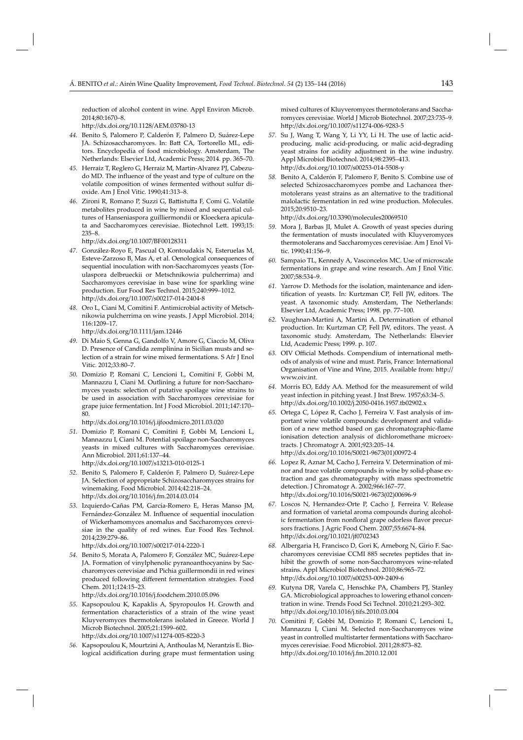reduction of alcohol content in wine. Appl Environ Microb. 2014;80:1670–8.
http://dx.doi.org/10.1128/AEM.03780-13

44. Benito S, Palomero P, Calderón F, Palmero D, Suárez-Lepe JA. Schizosaccharomyces. In: Batt CA, Tortorello ML, editors. Encyclopedia of food microbiology. Amsterdam, The Netherlands: Elsevier Ltd, Academic Press; 2014. pp. 365–70.

45. Herraiz T, Reglero G, Herraiz M, Martin-Alvarez PJ, Cabezudo MD. The influence of the yeast and type of culture on the volatile composition of wines fermented without sulfur dioxide. Am J Enol Vitic. 1990;41:313–8.

46. Zironi R, Romano P, Suzzi G, Battistutta F, Comi G. Volatile metabolites produced in wine by mixed and sequential cultures of Hanseniaspora guilliermondii or Kloeckera apiculata and Saccharomyces cerevisiae. Biotechnol Lett. 1993;15: 235–8.
http://dx.doi.org/10.1007/BF00128311

47. González-Royo E, Pascual O, Kontoudakis N, Esteruelas M, Esteve-Zarzoso B, Mas A, et al. Oenological consequences of sequential inoculation with non-Saccharomyces yeasts (Torulaspora delbrueckii or Metschnikowia pulcherrima) and Saccharomyces cerevisiae in base wine for sparkling wine production. Eur Food Res Technol. 2015;240:999–1012.
http://dx.doi.org/10.1007/s00217-014-2404-8

48. Oro L, Ciani M, Comitini F. Antimicrobial activity of Metschnikowia pulcherrima on wine yeasts. J Appl Microbiol. 2014; 116:1209–17.
http://dx.doi.org/10.1111/jam.12446

49. Di Maio S, Genna G, Gandolfo V, Amore G, Ciaccio M, Oliva D. Presence of Candida zemplinina in Sicilian musts and selection of a strain for wine mixed fermentations. S Afr J Enol Vitic. 2012;33:80–7.

50. Domizio P, Romani C, Lencioni L, Comitini F, Gobbi M, Mannazzu I, Ciani M. Outlining a future for non-Saccharomyces yeasts: selection of putative spoilage wine strains to be used in association with Saccharomyces cerevisiae for grape juice fermentation. Int J Food Microbiol. 2011;147:170–80.
http://dx.doi.org/10.1016/j.ijfoodmicro.2011.03.020

51. Domizio P, Romani C, Comitini F, Gobbi M, Lencioni L, Mannazzu I, Ciani M. Potential spoilage non-Saccharomyces yeasts in mixed cultures with Saccharomyces cerevisiae. Ann Microbiol. 2011;61:137–44.
http://dx.doi.org/10.1007/s13213-010-0125-1

52. Benito S, Palomero F, Calderón F, Palmero D, Suárez-Lepe JA. Selection of appropriate Schizosaccharomyces strains for winemaking. Food Microbiol. 2014;42:218–24.
http://dx.doi.org/10.1016/j.fm.2014.03.014

53. Izquierdo-Cañas PM, García-Romero E, Heras Manso JM, Fernández-González M. Influence of sequential inoculation of Wickerhamomyces anomalus and Saccharomyces cerevisiae in the quality of red wines. Eur Food Res Technol. 2014;239:279–86.
http://dx.doi.org/10.1007/s00217-014-2220-1

54. Benito S, Morata A, Palomero F, González MC, Suárez-Lepe JA. Formation of vinylphenolic pyranoanthocyanins by Saccharomyces cerevisiae and Pichia guillermondii in red wines produced following different fermentation strategies. Food Chem. 2011;124:15–23.
http://dx.doi.org/10.1016/j.foodchem.2010.05.096

55. Kapsopoulou K, Kapaklis A, Spyropoulos H. Growth and fermentation characteristics of a strain of the wine yeast Kluyveromyces thermotolerans isolated in Greece. World J Microb Biotechnol. 2005;21:1599–602.
http://dx.doi.org/10.1007/s11274-005-8220-3

56. Kapsopoulou K, Mourtzini A, Anthoulas M, Nerantzis E. Biological acidification during grape must fermentation using mixed cultures of Kluyveromyces thermotolerans and Saccharomyces cerevisiae. World J Microb Biotechnol. 2007;23:735–9.
http://dx.doi.org/10.1007/s11274-006-9283-5

57. Su J, Wang T, Wang Y, Li YY, Li H. The use of lactic acid-producing, malic acid-producing, or malic acid-degrading yeast strains for acidity adjustment in the wine industry. Appl Microbiol Biotechnol. 2014;98:2395–413.
http://dx.doi.org/10.1007/s00253-014-5508-y

58. Benito A, Calderón F, Palomero F, Benito S. Combine use of selected Schizosaccharomyces pombe and Lachancea thermotolerans yeast strains as an alternative to the traditional malolactic fermentation in red wine production. Molecules. 2015;20:9510–23.
http://dx.doi.org/10.3390/molecules20069510

59. Mora J, Barbas JI, Mulet A. Growth of yeast species during the fermentation of musts inoculated with Kluyveromyces thermotolerans and Saccharomyces cerevisiae. Am J Enol Vitic. 1990;41:156–9.

60. Sampaio TL, Kennedy A, Vasconcelos MC. Use of microscale fermentations in grape and wine research. Am J Enol Vitic. 2007;58:534–9.

61. Yarrow D. Methods for the isolation, maintenance and identification of yeasts. In: Kurtzman CP, Fell JW, editors. The yeast. A taxonomic study. Amsterdam, The Netherlands: Elsevier Ltd, Academic Press; 1998. pp. 77–100.

62. Vaughnan-Martini A, Martini A. Determination of ethanol production. In: Kurtzman CP, Fell JW, editors. The yeast. A taxonomic study. Amsterdam, The Netherlands: Elsevier Ltd, Academic Press; 1999. p. 107.

63. OIV Official Methods. Compendium of international methods of analysis of wine and must. Paris, France: International Organisation of Vine and Wine, 2015. Available from: http://www.oiv.int.

64. Morris EO, Eddy AA. Method for the measurement of wild yeast infection in pitching yeast. J Inst Brew. 1957;63:34–5.
http://dx.doi.org/10.1002/j.2050-0416.1957.tb02902.x

65. Ortega C, López R, Cacho J, Ferreira V. Fast analysis of important wine volatile compounds: development and validation of a new method based on gas chromatographic-flame ionisation detection analysis of dichloromethane microextracts. J Chromatogr A. 2001;923:205–14.
http://dx.doi.org/10.1016/S0021-9673(01)00972-4

66. Lopez R, Aznar M, Cacho J, Ferreira V. Determination of minor and trace volatile compounds in wine by solid-phase extraction and gas chromatography with mass spectrometric detection. J Chromatogr A. 2002;966:167–77.
http://dx.doi.org/10.1016/S0021-9673(02)00696-9

67. Loscos N, Hernandez-Orte P, Cacho J, Ferreira V. Release and formation of varietal aroma compounds during alcoholic fermentation from nonfloral grape odorless flavor precursors fractions. J Agric Food Chem. 2007;55:6674–84.
http://dx.doi.org/10.1021/jf0702343

68. Albergaria H, Francisco D, Gori K, Arneborg N, Gírio F. Saccharomyces cerevisiae CCMI 885 secretes peptides that inhibit the growth of some non-Saccharomyces wine-related strains. Appl Microbiol Biotechnol. 2010;86:965–72.
http://dx.doi.org/10.1007/s00253-009-2409-6

69. Kutyna DR, Varela C, Henschke PA, Chambers PJ, Stanley GA. Microbiological approaches to lowering ethanol concentration in wine. Trends Food Sci Technol. 2010;21:293–302.
http://dx.doi.org/10.1016/j.tifs.2010.03.004

70. Comitini F, Gobbi M, Domizio P, Romani C, Lencioni L, Mannazzu I, Ciani M. Selected non-Saccharomyces wine yeast in controlled multistarter fermentations with Saccharomyces cerevisiae. Food Microbiol. 2011;28:873–82.
http://dx.doi.org/10.1016/j.fm.2010.12.001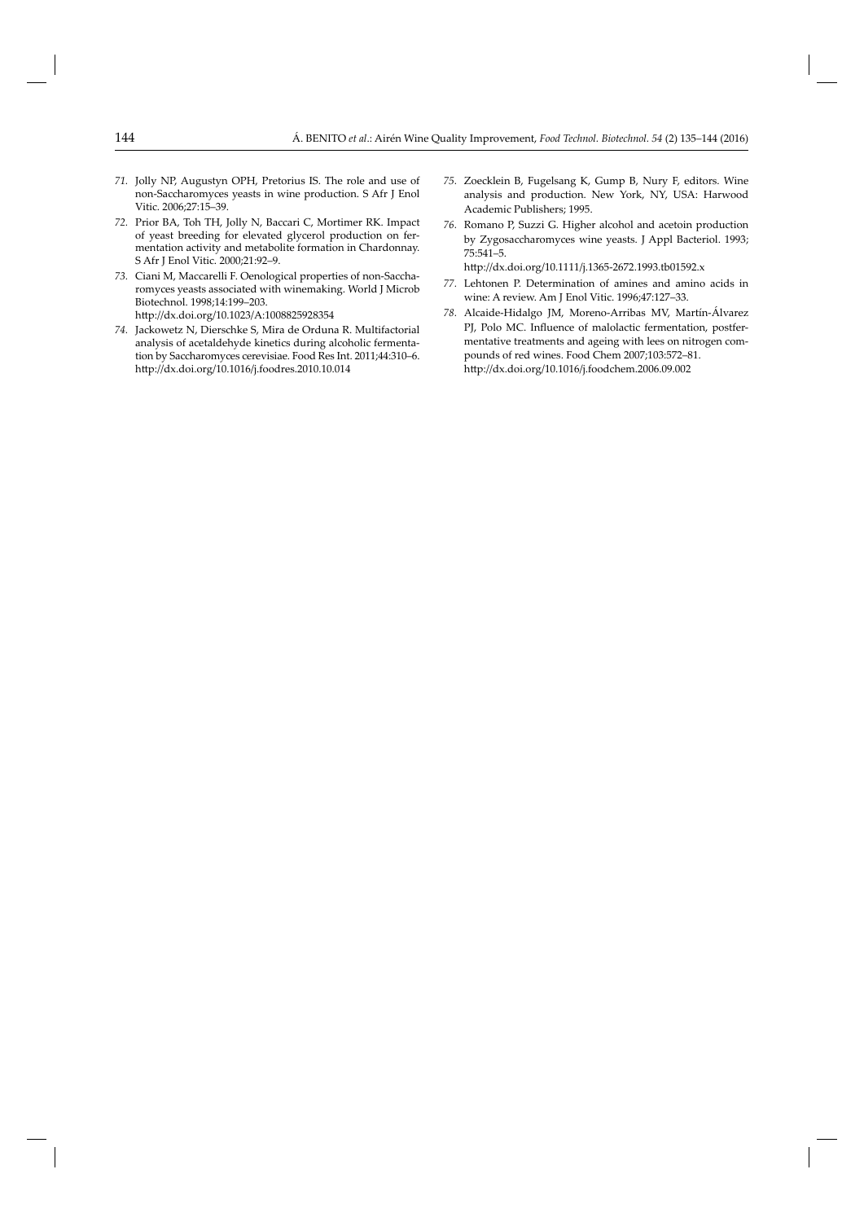71. Jolly NP, Augustyn OPH, Pretorius IS. The role and use of non-Saccharomyces yeasts in wine production. S Afr J Enol Vitic. 2006;27:15–39.
72. Prior BA, Toh TH, Jolly N, Baccari C, Mortimer RK. Impact of yeast breeding for elevated glycerol production on fermentation activity and metabolite formation in Chardonnay. S Afr J Enol Vitic. 2000;21:92–9.
73. Ciani M, Maccarelli F. Oenological properties of non-Saccharomyces yeasts associated with winemaking. World J Microb Biotechnol. 1998;14:199–203.
http://dx.doi.org/10.1023/A:1008825928354
74. Jackowetz N, Dierschke S, Mira de Orduna R. Multifactorial analysis of acetaldehyde kinetics during alcoholic fermentation by Saccharomyces cerevisiae. Food Res Int. 2011;44:310–6.
http://dx.doi.org/10.1016/j.foodres.2010.10.014
75. Zoecklein B, Fugelsang K, Gump B, Nury F, editors. Wine analysis and production. New York, NY, USA: Harwood Academic Publishers; 1995.
76. Romano P, Suzzi G. Higher alcohol and acetoin production by Zygosaccharomyces wine yeasts. J Appl Bacteriol. 1993; 75:541–5.
http://dx.doi.org/10.1111/j.1365-2672.1993.tb01592.x
77. Lehtonen P. Determination of amines and amino acids in wine: A review. Am J Enol Vitic. 1996;47:127–33.
78. Alcaide-Hidalgo JM, Moreno-Arribas MV, Martín-Álvarez PJ, Polo MC. Influence of malolactic fermentation, postfermentative treatments and ageing with lees on nitrogen compounds of red wines. Food Chem 2007;103:572–81.
http://dx.doi.org/10.1016/j.foodchem.2006.09.002